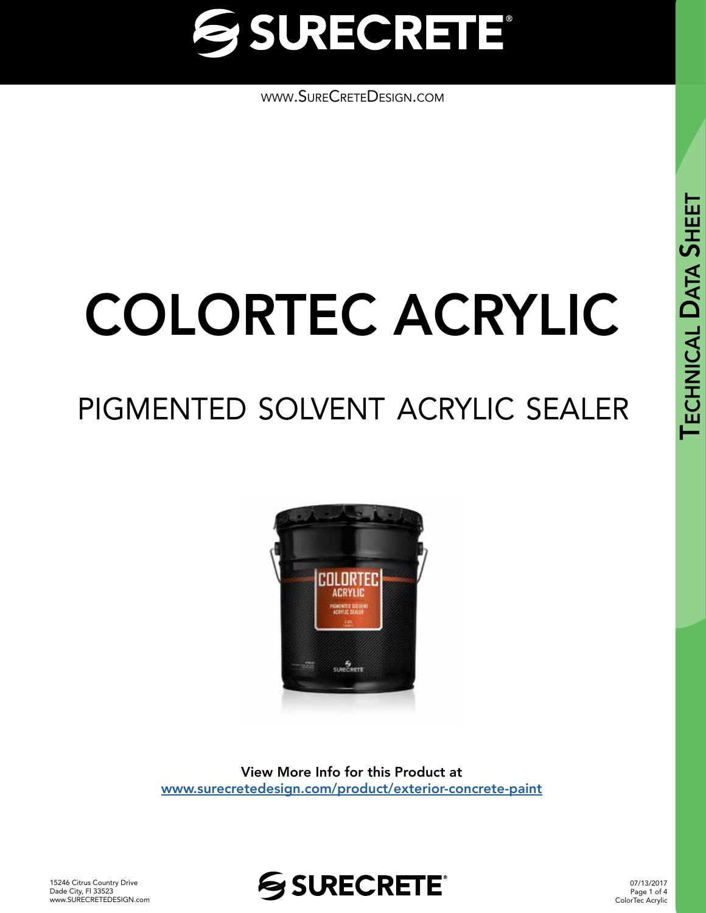# SURECRETE

www.SureCreteDesign.com

# COLORTEC ACRYLIC

## PIGMENTED SOLVENT ACRYLIC SEALER

View More Info for this Product at
[www.surecretedesign.com/product/exterior-concrete-paint](www.surecretedesign.com/product/exterior-concrete-paint)

Technical Data Sheet

15246 Citrus Country Drive
Dade City, Fl 33523
www.SURECRETEDESIGN.com

07/13/2017
ColorTec Acrylic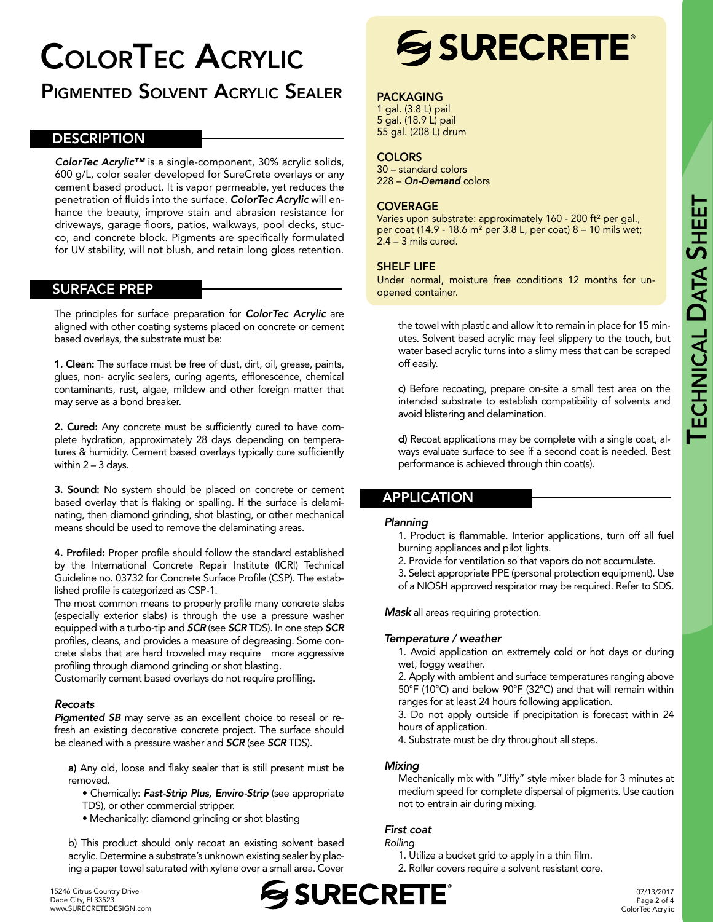# ColorTec Acrylic

## Pigmented Solvent Acrylic Sealer

## DESCRIPTION

***ColorTec Acrylic™*** is a single-component, 30% acrylic solids, 600 g/L, color sealer developed for SureCrete overlays or any cement based product. It is vapor permeable, yet reduces the penetration of fluids into the surface. ***ColorTec Acrylic*** will enhance the beauty, improve stain and abrasion resistance for driveways, garage floors, patios, walkways, pool decks, stucco, and concrete block. Pigments are specifically formulated for UV stability, will not blush, and retain long gloss retention.

## SURFACE PREP

The principles for surface preparation for ***ColorTec Acrylic*** are aligned with other coating systems placed on concrete or cement based overlays, the substrate must be:

**1. Clean:** The surface must be free of dust, dirt, oil, grease, paints, glues, non- acrylic sealers, curing agents, efflorescence, chemical contaminants, rust, algae, mildew and other foreign matter that may serve as a bond breaker.

**2. Cured:** Any concrete must be sufficiently cured to have complete hydration, approximately 28 days depending on temperatures & humidity. Cement based overlays typically cure sufficiently within 2 – 3 days.

**3. Sound:** No system should be placed on concrete or cement based overlay that is flaking or spalling. If the surface is delaminating, then diamond grinding, shot blasting, or other mechanical means should be used to remove the delaminating areas.

**4. Profiled:** Proper profile should follow the standard established by the International Concrete Repair Institute (ICRI) Technical Guideline no. 03732 for Concrete Surface Profile (CSP). The established profile is categorized as CSP-1.
The most common means to properly profile many concrete slabs (especially exterior slabs) is through the use a pressure washer equipped with a turbo-tip and ***SCR*** (see ***SCR*** TDS). In one step ***SCR*** profiles, cleans, and provides a measure of degreasing. Some concrete slabs that are hard troweled may require more aggressive profiling through diamond grinding or shot blasting.
Customarily cement based overlays do not require profiling.

### *Recoats*

***Pigmented SB*** may serve as an excellent choice to reseal or refresh an existing decorative concrete project. The surface should be cleaned with a pressure washer and ***SCR*** (see ***SCR*** TDS).

**a)** Any old, loose and flaky sealer that is still present must be removed.

- Chemically: ***Fast-Strip Plus, Enviro-Strip*** (see appropriate TDS), or other commercial stripper.
- Mechanically: diamond grinding or shot blasting

b) This product should only recoat an existing solvent based acrylic. Determine a substrate's unknown existing sealer by placing a paper towel saturated with xylene over a small area. Cover the towel with plastic and allow it to remain in place for 15 minutes. Solvent based acrylic may feel slippery to the touch, but water based acrylic turns into a slimy mess that can be scraped off easily.

**c)** Before recoating, prepare on-site a small test area on the intended substrate to establish compatibility of solvents and avoid blistering and delamination.

**d)** Recoat applications may be complete with a single coat, always evaluate surface to see if a second coat is needed. Best performance is achieved through thin coat(s).

## PACKAGING

1 gal. (3.8 L) pail
5 gal. (18.9 L) pail
55 gal. (208 L) drum

## COLORS

30 – standard colors
228 – ***On-Demand*** colors

## COVERAGE

Varies upon substrate: approximately 160 - 200 ft² per gal., per coat (14.9 - 18.6 m² per 3.8 L, per coat) 8 – 10 mils wet; 2.4 – 3 mils cured.

## SHELF LIFE

Under normal, moisture free conditions 12 months for unopened container.

## APPLICATION

### *Planning*

1. Product is flammable. Interior applications, turn off all fuel burning appliances and pilot lights.
2. Provide for ventilation so that vapors do not accumulate.
3. Select appropriate PPE (personal protection equipment). Use of a NIOSH approved respirator may be required. Refer to SDS.

***Mask*** all areas requiring protection.

### *Temperature / weather*

1. Avoid application on extremely cold or hot days or during wet, foggy weather.
2. Apply with ambient and surface temperatures ranging above 50°F (10°C) and below 90°F (32°C) and that will remain within ranges for at least 24 hours following application.
3. Do not apply outside if precipitation is forecast within 24 hours of application.
4. Substrate must be dry throughout all steps.

### *Mixing*

Mechanically mix with "Jiffy" style mixer blade for 3 minutes at medium speed for complete dispersal of pigments. Use caution not to entrain air during mixing.

### *First coat*

*Rolling*

1. Utilize a bucket grid to apply in a thin film.
2. Roller covers require a solvent resistant core.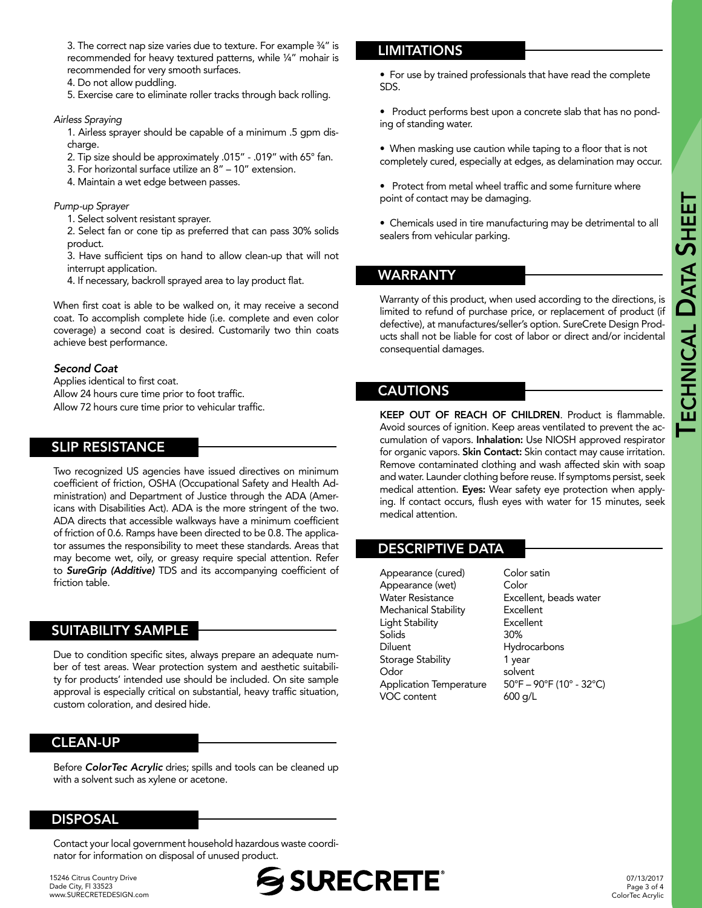3. The correct nap size varies due to texture. For example ¾" is recommended for heavy textured patterns, while ¼" mohair is recommended for very smooth surfaces.
4. Do not allow puddling.
5. Exercise care to eliminate roller tracks through back rolling.

*Airless Spraying*

1. Airless sprayer should be capable of a minimum .5 gpm discharge.
2. Tip size should be approximately .015" - .019" with 65° fan.
3. For horizontal surface utilize an 8" – 10" extension.
4. Maintain a wet edge between passes.

*Pump-up Sprayer*

1. Select solvent resistant sprayer.
2. Select fan or cone tip as preferred that can pass 30% solids product.
3. Have sufficient tips on hand to allow clean-up that will not interrupt application.
4. If necessary, backroll sprayed area to lay product flat.

When first coat is able to be walked on, it may receive a second coat. To accomplish complete hide (i.e. complete and even color coverage) a second coat is desired. Customarily two thin coats achieve best performance.

***Second Coat***

Applies identical to first coat.
Allow 24 hours cure time prior to foot traffic.
Allow 72 hours cure time prior to vehicular traffic.

## SLIP RESISTANCE

Two recognized US agencies have issued directives on minimum coefficient of friction, OSHA (Occupational Safety and Health Administration) and Department of Justice through the ADA (Americans with Disabilities Act). ADA is the more stringent of the two. ADA directs that accessible walkways have a minimum coefficient of friction of 0.6. Ramps have been directed to be 0.8. The applicator assumes the responsibility to meet these standards. Areas that may become wet, oily, or greasy require special attention. Refer to ***SureGrip (Additive)*** TDS and its accompanying coefficient of friction table.

## SUITABILITY SAMPLE

Due to condition specific sites, always prepare an adequate number of test areas. Wear protection system and aesthetic suitability for products' intended use should be included. On site sample approval is especially critical on substantial, heavy traffic situation, custom coloration, and desired hide.

## CLEAN-UP

Before ***ColorTec Acrylic*** dries; spills and tools can be cleaned up with a solvent such as xylene or acetone.

## DISPOSAL

Contact your local government household hazardous waste coordinator for information on disposal of unused product.

## LIMITATIONS

- For use by trained professionals that have read the complete SDS.
- Product performs best upon a concrete slab that has no ponding of standing water.
- When masking use caution while taping to a floor that is not completely cured, especially at edges, as delamination may occur.
- Protect from metal wheel traffic and some furniture where point of contact may be damaging.
- Chemicals used in tire manufacturing may be detrimental to all sealers from vehicular parking.

## WARRANTY

Warranty of this product, when used according to the directions, is limited to refund of purchase price, or replacement of product (if defective), at manufactures/seller's option. SureCrete Design Products shall not be liable for cost of labor or direct and/or incidental consequential damages.

## CAUTIONS

**KEEP OUT OF REACH OF CHILDREN**. Product is flammable. Avoid sources of ignition. Keep areas ventilated to prevent the accumulation of vapors. **Inhalation:** Use NIOSH approved respirator for organic vapors. **Skin Contact:** Skin contact may cause irritation. Remove contaminated clothing and wash affected skin with soap and water. Launder clothing before reuse. If symptoms persist, seek medical attention. **Eyes:** Wear safety eye protection when applying. If contact occurs, flush eyes with water for 15 minutes, seek medical attention.

## DESCRIPTIVE DATA

| | |
|---|---|
| Appearance (cured) | Color satin |
| Appearance (wet) | Color |
| Water Resistance | Excellent, beads water |
| Mechanical Stability | Excellent |
| Light Stability | Excellent |
| Solids | 30% |
| Diluent | Hydrocarbons |
| Storage Stability | 1 year |
| Odor | solvent |
| Application Temperature | 50°F – 90°F (10° - 32°C) |
| VOC content | 600 g/L |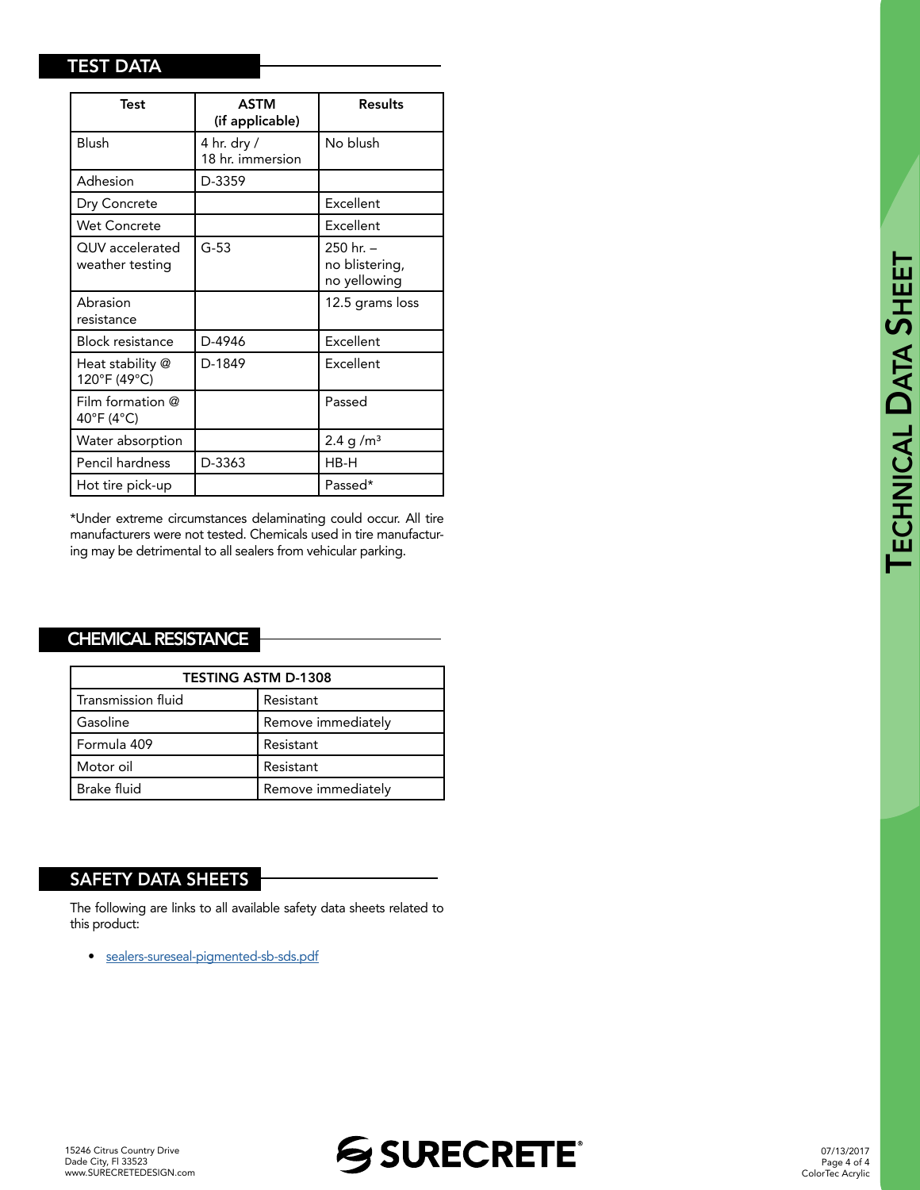## TEST DATA

| Test | ASTM (if applicable) | Results |
|---|---|---|
| Blush | 4 hr. dry / 18 hr. immersion | No blush |
| Adhesion | D-3359 | |
| Dry Concrete | | Excellent |
| Wet Concrete | | Excellent |
| QUV accelerated weather testing | G-53 | 250 hr. – no blistering, no yellowing |
| Abrasion resistance | | 12.5 grams loss |
| Block resistance | D-4946 | Excellent |
| Heat stability @ 120°F (49°C) | D-1849 | Excellent |
| Film formation @ 40°F (4°C) | | Passed |
| Water absorption | | 2.4 g /$m^3$ |
| Pencil hardness | D-3363 | HB-H |
| Hot tire pick-up | | Passed* |

*Under extreme circumstances delaminating could occur. All tire manufacturers were not tested. Chemicals used in tire manufacturing may be detrimental to all sealers from vehicular parking.

## CHEMICAL RESISTANCE

| TESTING ASTM D-1308 | |
|---|---|
| Transmission fluid | Resistant |
| Gasoline | Remove immediately |
| Formula 409 | Resistant |
| Motor oil | Resistant |
| Brake fluid | Remove immediately |

## SAFETY DATA SHEETS

The following are links to all available safety data sheets related to this product:

- sealers-sureseal-pigmented-sb-sds.pdf

15246 Citrus Country Drive
Dade City, Fl 33523
www.SURECRETEDESIGN.com

SURECRETE®

07/13/2017
ColorTec Acrylic